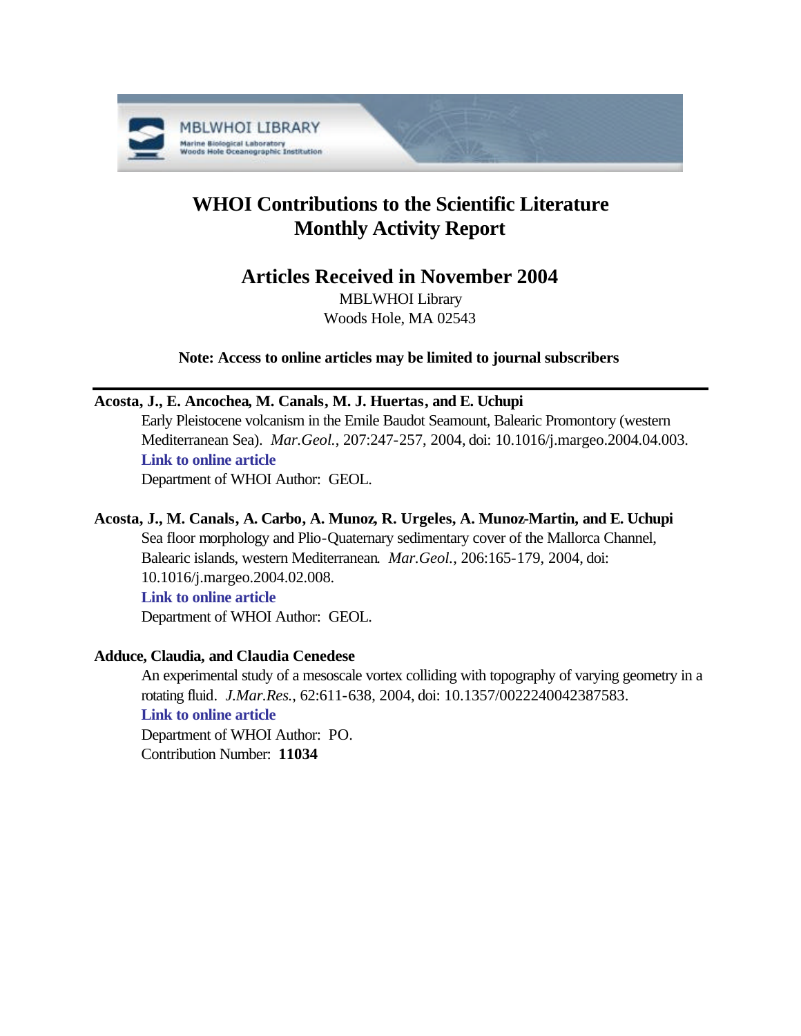# WHOI Contributions to the Scientific Literature
# Monthly Activity Report

## Articles Received in November 2004

MBLWHOI Library
Woods Hole, MA 02543

**Note: Access to online articles may be limited to journal subscribers**

---

**Acosta, J., E. Ancochea, M. Canals, M. J. Huertas, and E. Uchupi**

Early Pleistocene volcanism in the Emile Baudot Seamount, Balearic Promontory (western Mediterranean Sea). *Mar.Geol.*, 207:247-257, 2004, doi: 10.1016/j.margeo.2004.04.003.
**Link to online article**
Department of WHOI Author: GEOL.

**Acosta, J., M. Canals, A. Carbo, A. Munoz, R. Urgeles, A. Munoz-Martin, and E. Uchupi**

Sea floor morphology and Plio-Quaternary sedimentary cover of the Mallorca Channel, Balearic islands, western Mediterranean. *Mar.Geol.*, 206:165-179, 2004, doi: 10.1016/j.margeo.2004.02.008.
**Link to online article**
Department of WHOI Author: GEOL.

**Adduce, Claudia, and Claudia Cenedese**

An experimental study of a mesoscale vortex colliding with topography of varying geometry in a rotating fluid. *J.Mar.Res.*, 62:611-638, 2004, doi: 10.1357/0022240042387583.
**Link to online article**
Department of WHOI Author: PO.
Contribution Number: **11034**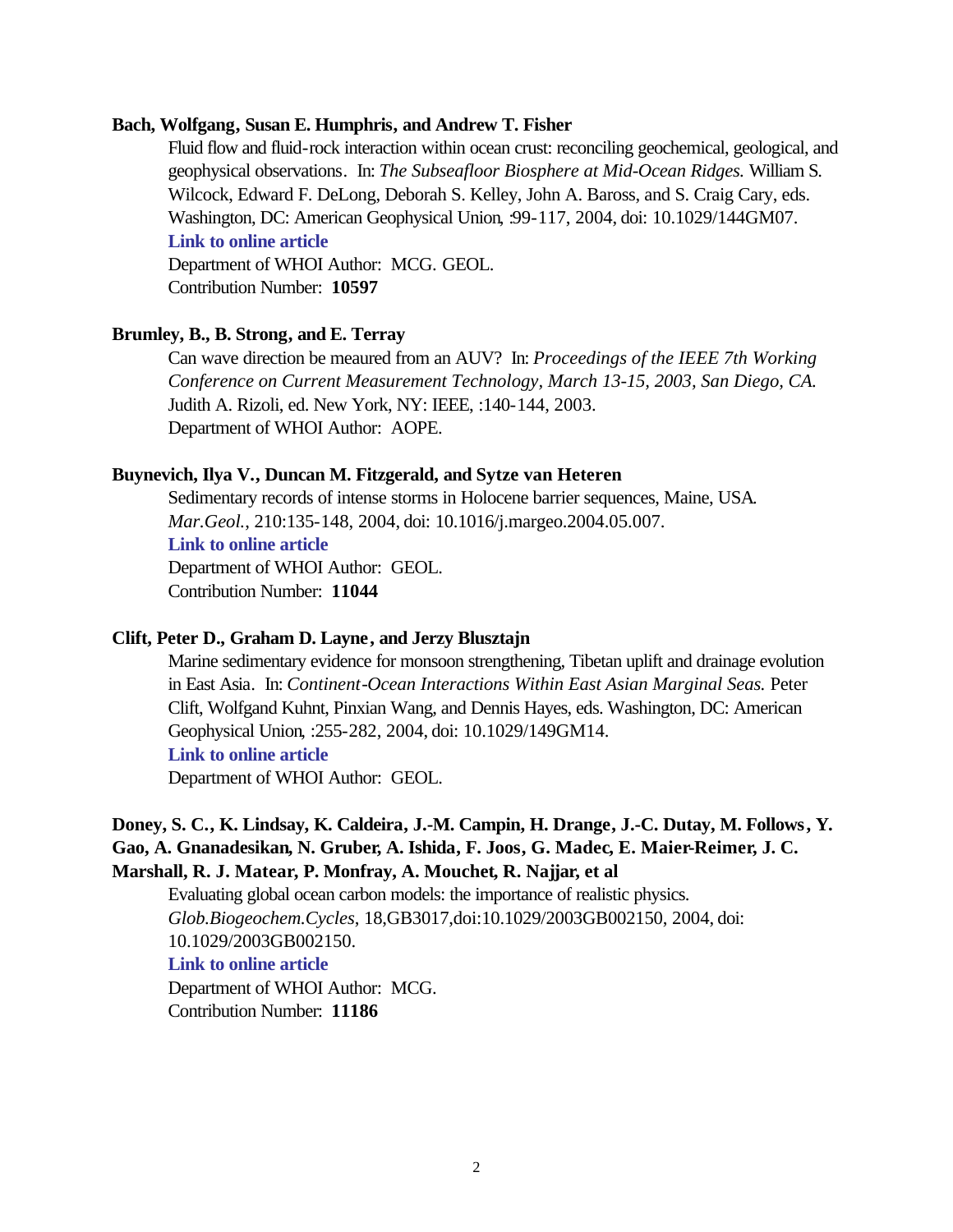**Bach, Wolfgang, Susan E. Humphris, and Andrew T. Fisher**

Fluid flow and fluid-rock interaction within ocean crust: reconciling geochemical, geological, and geophysical observations. In: *The Subseafloor Biosphere at Mid-Ocean Ridges.* William S. Wilcock, Edward F. DeLong, Deborah S. Kelley, John A. Baross, and S. Craig Cary, eds. Washington, DC: American Geophysical Union, :99-117, 2004, doi: 10.1029/144GM07.

**Link to online article**

Department of WHOI Author: MCG. GEOL.

Contribution Number: **10597**

**Brumley, B., B. Strong, and E. Terray**

Can wave direction be meaured from an AUV? In: *Proceedings of the IEEE 7th Working Conference on Current Measurement Technology, March 13-15, 2003, San Diego, CA.* Judith A. Rizoli, ed. New York, NY: IEEE, :140-144, 2003.

Department of WHOI Author: AOPE.

**Buynevich, Ilya V., Duncan M. Fitzgerald, and Sytze van Heteren**

Sedimentary records of intense storms in Holocene barrier sequences, Maine, USA. *Mar.Geol.*, 210:135-148, 2004, doi: 10.1016/j.margeo.2004.05.007.

**Link to online article**

Department of WHOI Author: GEOL.

Contribution Number: **11044**

**Clift, Peter D., Graham D. Layne, and Jerzy Blusztajn**

Marine sedimentary evidence for monsoon strengthening, Tibetan uplift and drainage evolution in East Asia. In: *Continent-Ocean Interactions Within East Asian Marginal Seas.* Peter Clift, Wolfgand Kuhnt, Pinxian Wang, and Dennis Hayes, eds. Washington, DC: American Geophysical Union, :255-282, 2004, doi: 10.1029/149GM14.

**Link to online article**

Department of WHOI Author: GEOL.

**Doney, S. C., K. Lindsay, K. Caldeira, J.-M. Campin, H. Drange, J.-C. Dutay, M. Follows, Y. Gao, A. Gnanadesikan, N. Gruber, A. Ishida, F. Joos, G. Madec, E. Maier-Reimer, J. C. Marshall, R. J. Matear, P. Monfray, A. Mouchet, R. Najjar, et al**

Evaluating global ocean carbon models: the importance of realistic physics. *Glob.Biogeochem.Cycles*, 18,GB3017,doi:10.1029/2003GB002150, 2004, doi: 10.1029/2003GB002150.

**Link to online article**

Department of WHOI Author: MCG.

Contribution Number: **11186**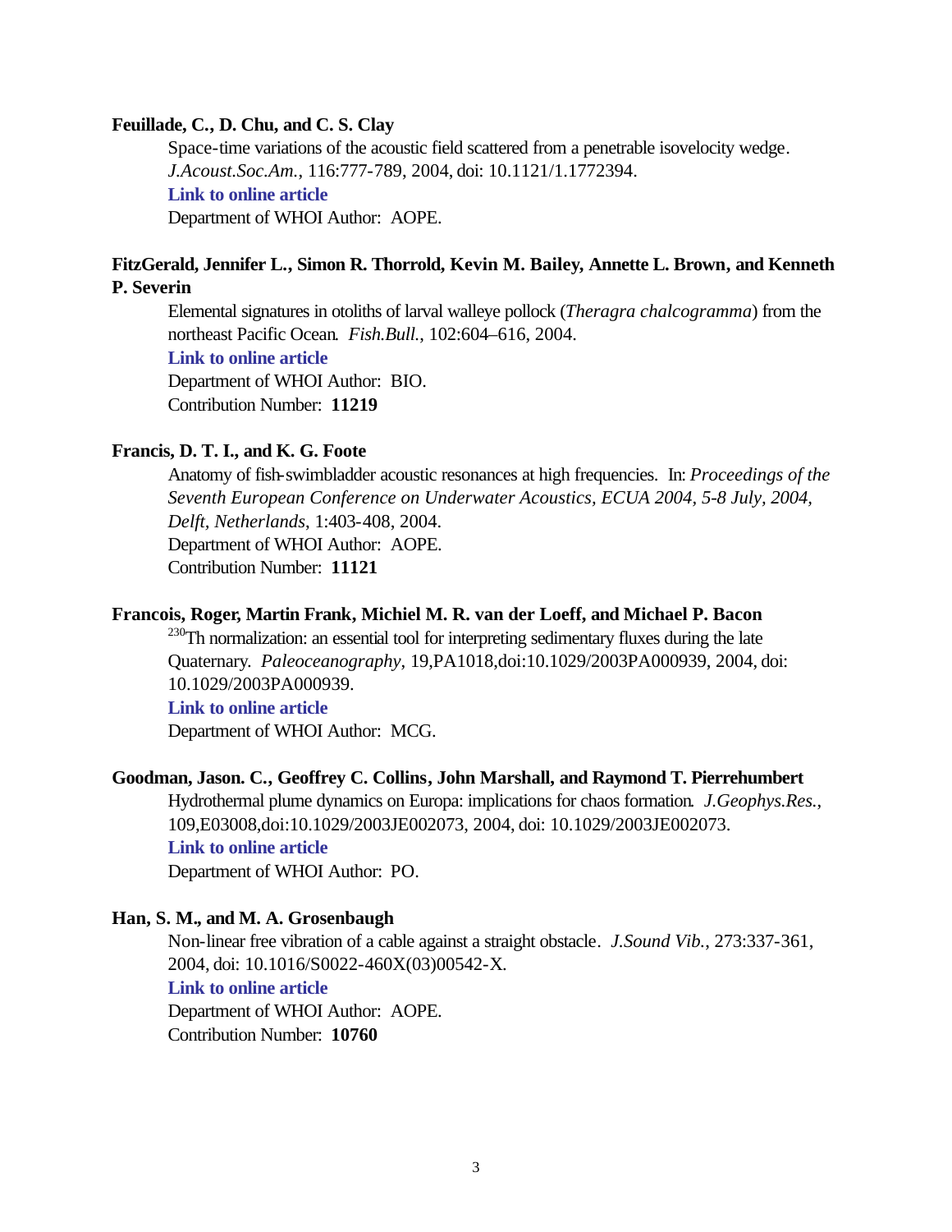**Feuillade, C., D. Chu, and C. S. Clay**

Space-time variations of the acoustic field scattered from a penetrable isovelocity wedge. *J.Acoust.Soc.Am.*, 116:777-789, 2004, doi: 10.1121/1.1772394.

**Link to online article**

Department of WHOI Author: AOPE.

**FitzGerald, Jennifer L., Simon R. Thorrold, Kevin M. Bailey, Annette L. Brown, and Kenneth P. Severin**

Elemental signatures in otoliths of larval walleye pollock (*Theragra chalcogramma*) from the northeast Pacific Ocean. *Fish.Bull.*, 102:604–616, 2004.

**Link to online article**

Department of WHOI Author: BIO.

Contribution Number: **11219**

**Francis, D. T. I., and K. G. Foote**

Anatomy of fish-swimbladder acoustic resonances at high frequencies. In: *Proceedings of the Seventh European Conference on Underwater Acoustics, ECUA 2004, 5-8 July, 2004, Delft, Netherlands*, 1:403-408, 2004.

Department of WHOI Author: AOPE.

Contribution Number: **11121**

**Francois, Roger, Martin Frank, Michiel M. R. van der Loeff, and Michael P. Bacon**

$^{230}$Th normalization: an essential tool for interpreting sedimentary fluxes during the late Quaternary. *Paleoceanography*, 19,PA1018,doi:10.1029/2003PA000939, 2004, doi: 10.1029/2003PA000939.

**Link to online article**

Department of WHOI Author: MCG.

**Goodman, Jason. C., Geoffrey C. Collins, John Marshall, and Raymond T. Pierrehumbert**

Hydrothermal plume dynamics on Europa: implications for chaos formation. *J.Geophys.Res.*, 109,E03008,doi:10.1029/2003JE002073, 2004, doi: 10.1029/2003JE002073.

**Link to online article**

Department of WHOI Author: PO.

**Han, S. M., and M. A. Grosenbaugh**

Non-linear free vibration of a cable against a straight obstacle. *J.Sound Vib.*, 273:337-361, 2004, doi: 10.1016/S0022-460X(03)00542-X.

**Link to online article**

Department of WHOI Author: AOPE.

Contribution Number: **10760**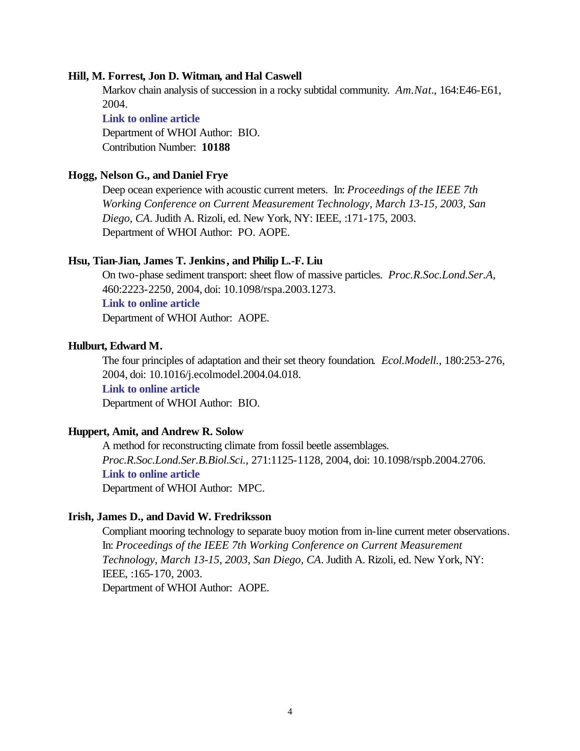**Hill, M. Forrest, Jon D. Witman, and Hal Caswell**

Markov chain analysis of succession in a rocky subtidal community. *Am.Nat.*, 164:E46-E61, 2004.

**Link to online article**

Department of WHOI Author: BIO.

Contribution Number: **10188**

**Hogg, Nelson G., and Daniel Frye**

Deep ocean experience with acoustic current meters. In: *Proceedings of the IEEE 7th Working Conference on Current Measurement Technology, March 13-15, 2003, San Diego, CA*. Judith A. Rizoli, ed. New York, NY: IEEE, :171-175, 2003.

Department of WHOI Author: PO. AOPE.

**Hsu, Tian-Jian, James T. Jenkins, and Philip L.-F. Liu**

On two-phase sediment transport: sheet flow of massive particles. *Proc.R.Soc.Lond.Ser.A*, 460:2223-2250, 2004, doi: 10.1098/rspa.2003.1273.

**Link to online article**

Department of WHOI Author: AOPE.

**Hulburt, Edward M.**

The four principles of adaptation and their set theory foundation. *Ecol.Modell.*, 180:253-276, 2004, doi: 10.1016/j.ecolmodel.2004.04.018.

**Link to online article**

Department of WHOI Author: BIO.

**Huppert, Amit, and Andrew R. Solow**

A method for reconstructing climate from fossil beetle assemblages. *Proc.R.Soc.Lond.Ser.B.Biol.Sci.*, 271:1125-1128, 2004, doi: 10.1098/rspb.2004.2706.

**Link to online article**

Department of WHOI Author: MPC.

**Irish, James D., and David W. Fredriksson**

Compliant mooring technology to separate buoy motion from in-line current meter observations. In: *Proceedings of the IEEE 7th Working Conference on Current Measurement Technology, March 13-15, 2003, San Diego, CA*. Judith A. Rizoli, ed. New York, NY: IEEE, :165-170, 2003.

Department of WHOI Author: AOPE.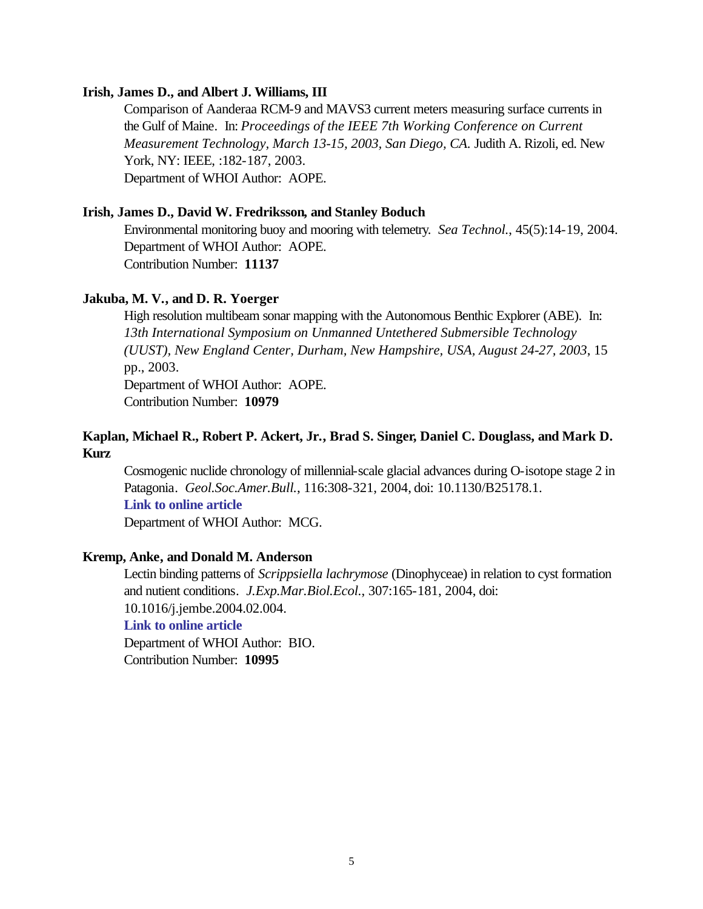**Irish, James D., and Albert J. Williams, III**

Comparison of Aanderaa RCM-9 and MAVS3 current meters measuring surface currents in the Gulf of Maine. In: *Proceedings of the IEEE 7th Working Conference on Current Measurement Technology, March 13-15, 2003, San Diego, CA.* Judith A. Rizoli, ed. New York, NY: IEEE, :182-187, 2003.
Department of WHOI Author: AOPE.

**Irish, James D., David W. Fredriksson, and Stanley Boduch**

Environmental monitoring buoy and mooring with telemetry. *Sea Technol.*, 45(5):14-19, 2004.
Department of WHOI Author: AOPE.
Contribution Number: **11137**

**Jakuba, M. V., and D. R. Yoerger**

High resolution multibeam sonar mapping with the Autonomous Benthic Explorer (ABE). In: *13th International Symposium on Unmanned Untethered Submersible Technology (UUST), New England Center, Durham, New Hampshire, USA, August 24-27, 2003*, 15 pp., 2003.
Department of WHOI Author: AOPE.
Contribution Number: **10979**

**Kaplan, Michael R., Robert P. Ackert, Jr., Brad S. Singer, Daniel C. Douglass, and Mark D. Kurz**

Cosmogenic nuclide chronology of millennial-scale glacial advances during O-isotope stage 2 in Patagonia. *Geol.Soc.Amer.Bull.*, 116:308-321, 2004, doi: 10.1130/B25178.1.
**Link to online article**
Department of WHOI Author: MCG.

**Kremp, Anke, and Donald M. Anderson**

Lectin binding patterns of *Scrippsiella lachrymose* (Dinophyceae) in relation to cyst formation and nutient conditions. *J.Exp.Mar.Biol.Ecol.*, 307:165-181, 2004, doi: 10.1016/j.jembe.2004.02.004.
**Link to online article**
Department of WHOI Author: BIO.
Contribution Number: **10995**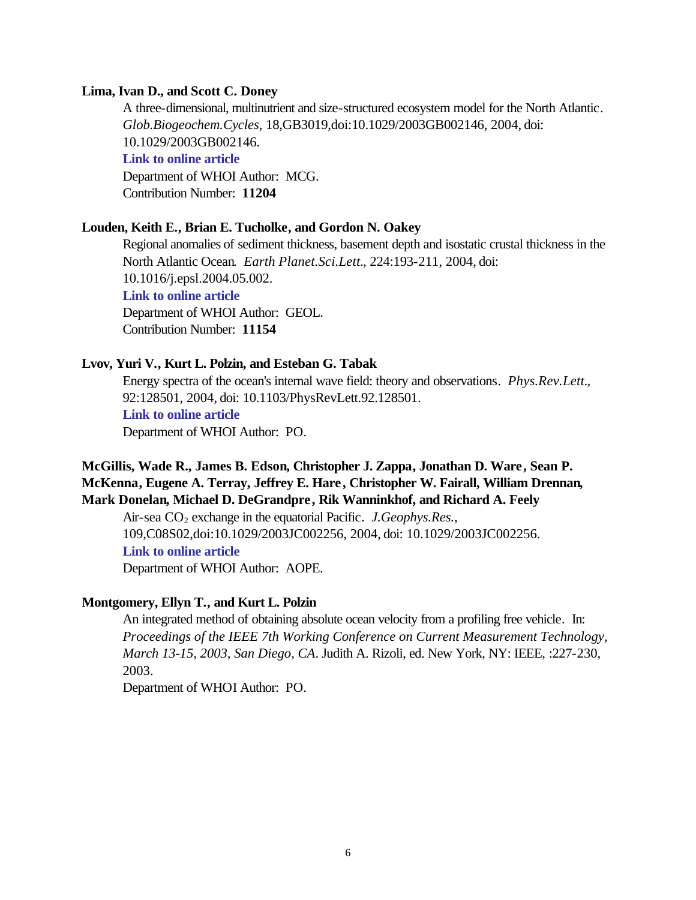**Lima, Ivan D., and Scott C. Doney**

A three-dimensional, multinutrient and size-structured ecosystem model for the North Atlantic. *Glob.Biogeochem.Cycles*, 18,GB3019,doi:10.1029/2003GB002146, 2004, doi: 10.1029/2003GB002146.

**Link to online article**

Department of WHOI Author: MCG.

Contribution Number: **11204**

**Louden, Keith E., Brian E. Tucholke, and Gordon N. Oakey**

Regional anomalies of sediment thickness, basement depth and isostatic crustal thickness in the North Atlantic Ocean. *Earth Planet.Sci.Lett.*, 224:193-211, 2004, doi: 10.1016/j.epsl.2004.05.002.

**Link to online article**

Department of WHOI Author: GEOL.

Contribution Number: **11154**

**Lvov, Yuri V., Kurt L. Polzin, and Esteban G. Tabak**

Energy spectra of the ocean's internal wave field: theory and observations. *Phys.Rev.Lett.*, 92:128501, 2004, doi: 10.1103/PhysRevLett.92.128501.

**Link to online article**

Department of WHOI Author: PO.

**McGillis, Wade R., James B. Edson, Christopher J. Zappa, Jonathan D. Ware, Sean P. McKenna, Eugene A. Terray, Jeffrey E. Hare, Christopher W. Fairall, William Drennan, Mark Donelan, Michael D. DeGrandpre, Rik Wanninkhof, and Richard A. Feely**

Air-sea $CO_2$ exchange in the equatorial Pacific. *J.Geophys.Res.*, 109,C08S02,doi:10.1029/2003JC002256, 2004, doi: 10.1029/2003JC002256.

**Link to online article**

Department of WHOI Author: AOPE.

**Montgomery, Ellyn T., and Kurt L. Polzin**

An integrated method of obtaining absolute ocean velocity from a profiling free vehicle. In: *Proceedings of the IEEE 7th Working Conference on Current Measurement Technology, March 13-15, 2003, San Diego, CA*. Judith A. Rizoli, ed. New York, NY: IEEE, :227-230, 2003.

Department of WHOI Author: PO.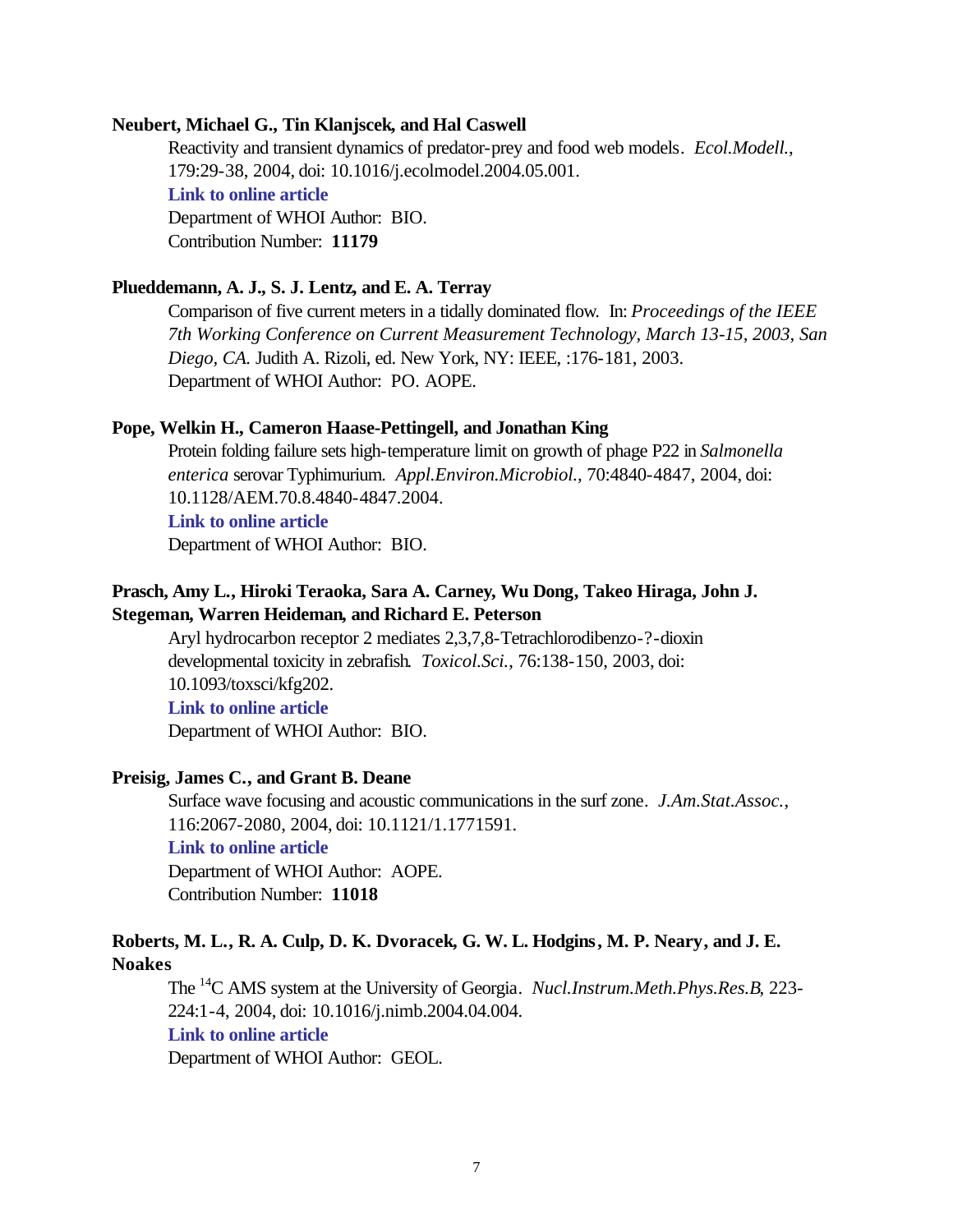**Neubert, Michael G., Tin Klanjscek, and Hal Caswell**

Reactivity and transient dynamics of predator-prey and food web models. *Ecol.Modell.*, 179:29-38, 2004, doi: 10.1016/j.ecolmodel.2004.05.001.

**Link to online article**

Department of WHOI Author: BIO.

Contribution Number: **11179**

**Plueddemann, A. J., S. J. Lentz, and E. A. Terray**

Comparison of five current meters in a tidally dominated flow. In: *Proceedings of the IEEE 7th Working Conference on Current Measurement Technology, March 13-15, 2003, San Diego, CA.* Judith A. Rizoli, ed. New York, NY: IEEE, :176-181, 2003.

Department of WHOI Author: PO. AOPE.

**Pope, Welkin H., Cameron Haase-Pettingell, and Jonathan King**

Protein folding failure sets high-temperature limit on growth of phage P22 in *Salmonella enterica* serovar Typhimurium. *Appl.Environ.Microbiol.*, 70:4840-4847, 2004, doi: 10.1128/AEM.70.8.4840-4847.2004.

**Link to online article**

Department of WHOI Author: BIO.

**Prasch, Amy L., Hiroki Teraoka, Sara A. Carney, Wu Dong, Takeo Hiraga, John J. Stegeman, Warren Heideman, and Richard E. Peterson**

Aryl hydrocarbon receptor 2 mediates 2,3,7,8-Tetrachlorodibenzo-?-dioxin developmental toxicity in zebrafish. *Toxicol.Sci.*, 76:138-150, 2003, doi: 10.1093/toxsci/kfg202.

**Link to online article**

Department of WHOI Author: BIO.

**Preisig, James C., and Grant B. Deane**

Surface wave focusing and acoustic communications in the surf zone. *J.Am.Stat.Assoc.*, 116:2067-2080, 2004, doi: 10.1121/1.1771591.

**Link to online article**

Department of WHOI Author: AOPE.

Contribution Number: **11018**

**Roberts, M. L., R. A. Culp, D. K. Dvoracek, G. W. L. Hodgins, M. P. Neary, and J. E. Noakes**

The $^{14}C$ AMS system at the University of Georgia. *Nucl.Instrum.Meth.Phys.Res.B*, 223-224:1-4, 2004, doi: 10.1016/j.nimb.2004.04.004.

**Link to online article**

Department of WHOI Author: GEOL.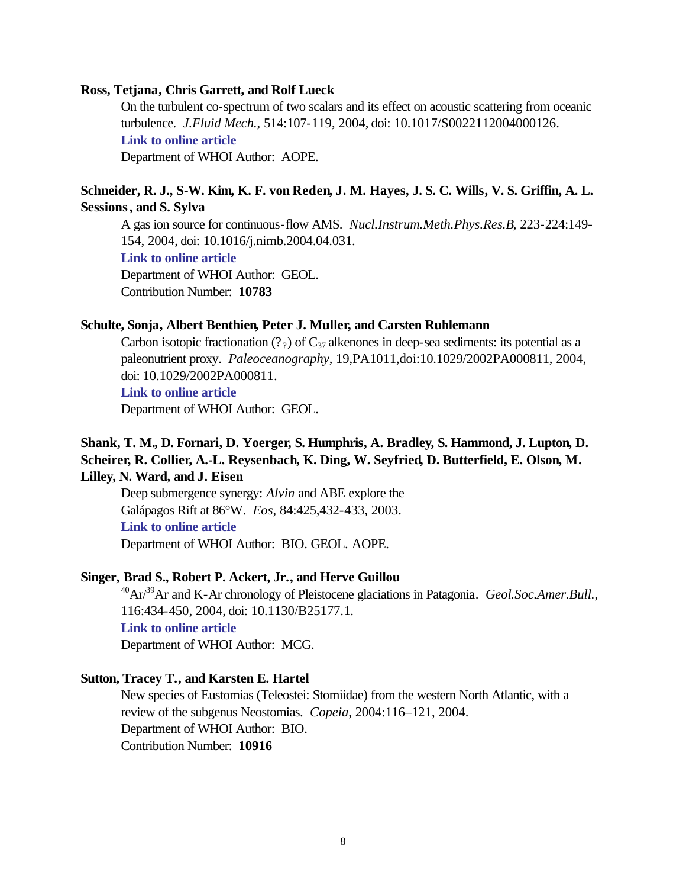**Ross, Tetjana, Chris Garrett, and Rolf Lueck**

On the turbulent co-spectrum of two scalars and its effect on acoustic scattering from oceanic turbulence. *J.Fluid Mech.*, 514:107-119, 2004, doi: 10.1017/S0022112004000126.
**Link to online article**
Department of WHOI Author: AOPE.

**Schneider, R. J., S-W. Kim, K. F. von Reden, J. M. Hayes, J. S. C. Wills, V. S. Griffin, A. L. Sessions, and S. Sylva**

A gas ion source for continuous-flow AMS. *Nucl.Instrum.Meth.Phys.Res.B*, 223-224:149-154, 2004, doi: 10.1016/j.nimb.2004.04.031.
**Link to online article**
Department of WHOI Author: GEOL.
Contribution Number: **10783**

**Schulte, Sonja, Albert Benthien, Peter J. Muller, and Carsten Ruhlemann**

Carbon isotopic fractionation (? ?) of $C_{37}$ alkenones in deep-sea sediments: its potential as a paleonutrient proxy. *Paleoceanography*, 19,PA1011,doi:10.1029/2002PA000811, 2004, doi: 10.1029/2002PA000811.
**Link to online article**
Department of WHOI Author: GEOL.

**Shank, T. M., D. Fornari, D. Yoerger, S. Humphris, A. Bradley, S. Hammond, J. Lupton, D. Scheirer, R. Collier, A.-L. Reysenbach, K. Ding, W. Seyfried, D. Butterfield, E. Olson, M. Lilley, N. Ward, and J. Eisen**

Deep submergence synergy: *Alvin* and ABE explore the Galápagos Rift at 86°W. *Eos*, 84:425,432-433, 2003.
**Link to online article**
Department of WHOI Author: BIO. GEOL. AOPE.

**Singer, Brad S., Robert P. Ackert, Jr., and Herve Guillou**

$^{40}Ar/^{39}Ar$ and K-Ar chronology of Pleistocene glaciations in Patagonia. *Geol.Soc.Amer.Bull.*, 116:434-450, 2004, doi: 10.1130/B25177.1.
**Link to online article**
Department of WHOI Author: MCG.

**Sutton, Tracey T., and Karsten E. Hartel**

New species of Eustomias (Teleostei: Stomiidae) from the western North Atlantic, with a review of the subgenus Neostomias. *Copeia*, 2004:116–121, 2004.
Department of WHOI Author: BIO.
Contribution Number: **10916**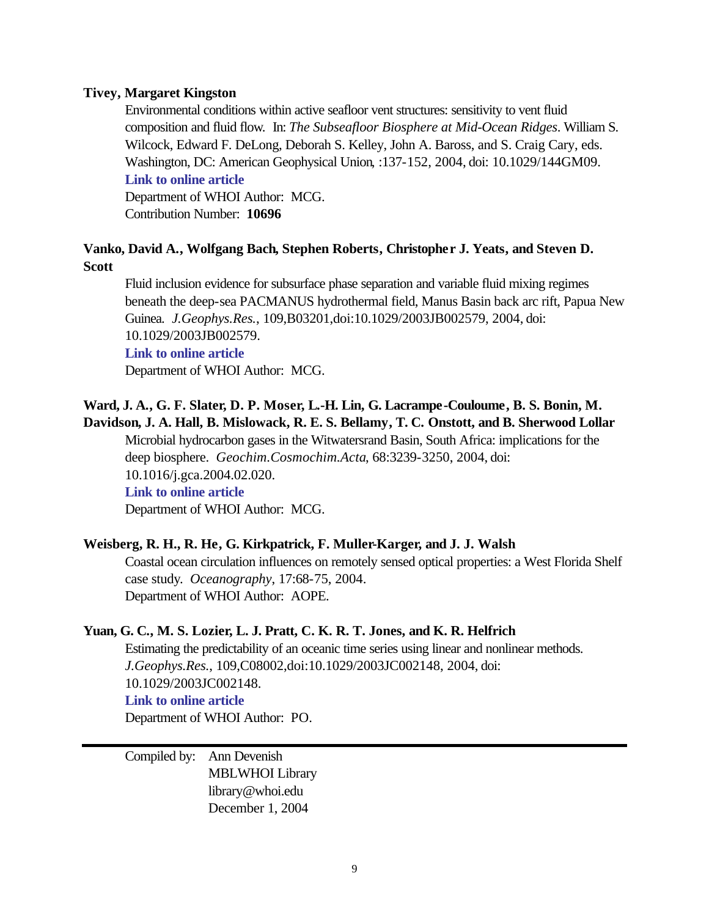**Tivey, Margaret Kingston**

Environmental conditions within active seafloor vent structures: sensitivity to vent fluid composition and fluid flow. In: *The Subseafloor Biosphere at Mid-Ocean Ridges*. William S. Wilcock, Edward F. DeLong, Deborah S. Kelley, John A. Baross, and S. Craig Cary, eds. Washington, DC: American Geophysical Union, :137-152, 2004, doi: 10.1029/144GM09.

**Link to online article**

Department of WHOI Author: MCG.

Contribution Number: **10696**

**Vanko, David A., Wolfgang Bach, Stephen Roberts, Christopher J. Yeats, and Steven D. Scott**

Fluid inclusion evidence for subsurface phase separation and variable fluid mixing regimes beneath the deep-sea PACMANUS hydrothermal field, Manus Basin back arc rift, Papua New Guinea. *J.Geophys.Res.*, 109,B03201,doi:10.1029/2003JB002579, 2004, doi: 10.1029/2003JB002579.

**Link to online article**

Department of WHOI Author: MCG.

**Ward, J. A., G. F. Slater, D. P. Moser, L.-H. Lin, G. Lacrampe-Couloume, B. S. Bonin, M. Davidson, J. A. Hall, B. Mislowack, R. E. S. Bellamy, T. C. Onstott, and B. Sherwood Lollar**

Microbial hydrocarbon gases in the Witwatersrand Basin, South Africa: implications for the deep biosphere. *Geochim.Cosmochim.Acta*, 68:3239-3250, 2004, doi: 10.1016/j.gca.2004.02.020.

**Link to online article**

Department of WHOI Author: MCG.

**Weisberg, R. H., R. He, G. Kirkpatrick, F. Muller-Karger, and J. J. Walsh**

Coastal ocean circulation influences on remotely sensed optical properties: a West Florida Shelf case study. *Oceanography*, 17:68-75, 2004.

Department of WHOI Author: AOPE.

**Yuan, G. C., M. S. Lozier, L. J. Pratt, C. K. R. T. Jones, and K. R. Helfrich**

Estimating the predictability of an oceanic time series using linear and nonlinear methods. *J.Geophys.Res.*, 109,C08002,doi:10.1029/2003JC002148, 2004, doi: 10.1029/2003JC002148.

**Link to online article**

Department of WHOI Author: PO.

---

Compiled by: Ann Devenish
MBLWHOI Library
library@whoi.edu
December 1, 2004